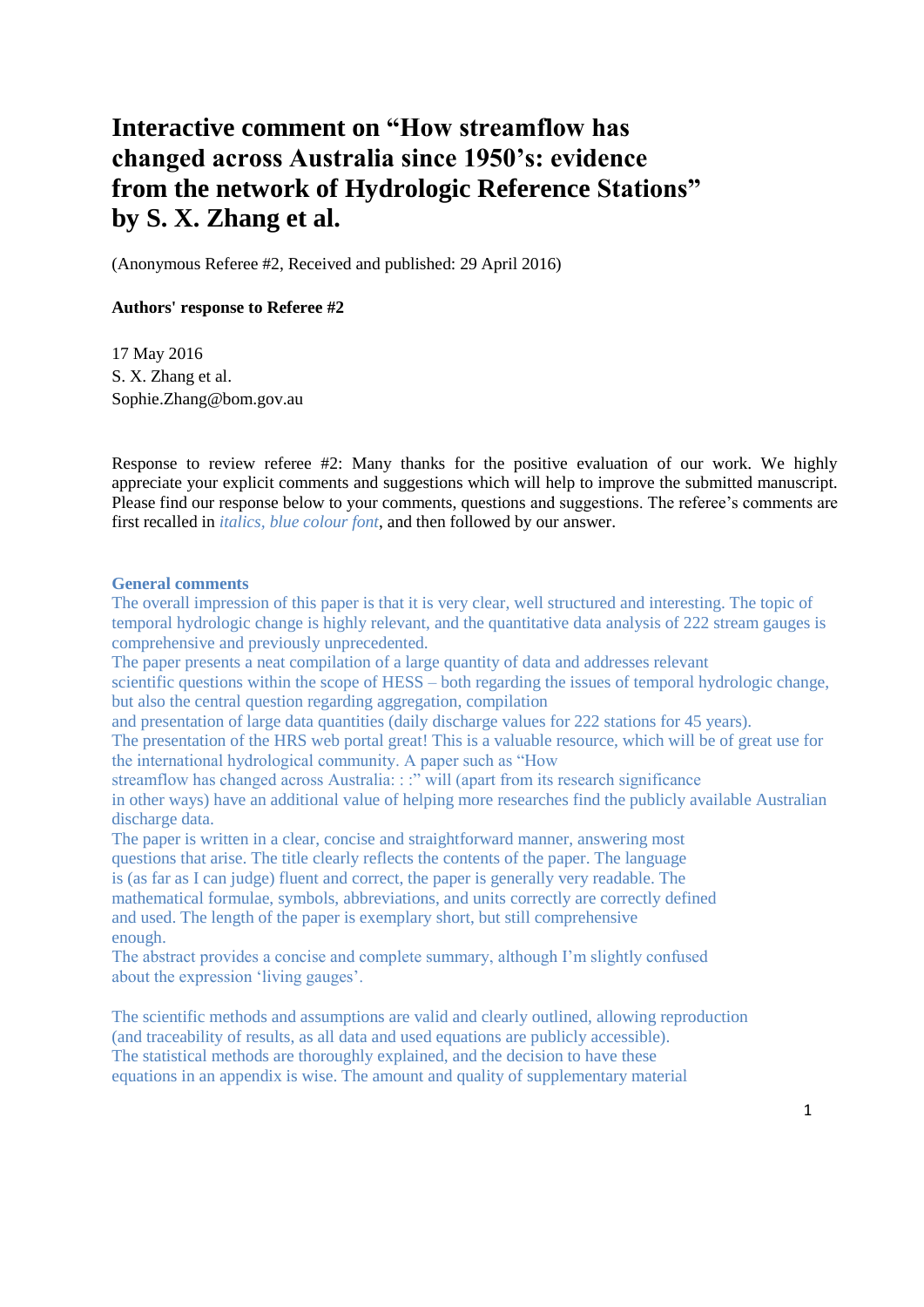# Interactive comment on "How streamflow has changed across Australia since 1950's: evidence from the network of Hydrologic Reference Stations" by S. X. Zhang et al.

(Anonymous Referee #2, Received and published: 29 April 2016)

**Authors' response to Referee #2**

17 May 2016
S. X. Zhang et al.
Sophie.Zhang@bom.gov.au

Response to review referee #2: Many thanks for the positive evaluation of our work. We highly appreciate your explicit comments and suggestions which will help to improve the submitted manuscript. Please find our response below to your comments, questions and suggestions. The referee's comments are first recalled in *italics, blue colour font*, and then followed by our answer.

**General comments**

*The overall impression of this paper is that it is very clear, well structured and interesting. The topic of temporal hydrologic change is highly relevant, and the quantitative data analysis of 222 stream gauges is comprehensive and previously unprecedented.*

*The paper presents a neat compilation of a large quantity of data and addresses relevant scientific questions within the scope of HESS – both regarding the issues of temporal hydrologic change, but also the central question regarding aggregation, compilation and presentation of large data quantities (daily discharge values for 222 stations for 45 years).*

*The presentation of the HRS web portal great! This is a valuable resource, which will be of great use for the international hydrological community. A paper such as "How streamflow has changed across Australia: : :" will (apart from its research significance in other ways) have an additional value of helping more researches find the publicly available Australian discharge data.*

*The paper is written in a clear, concise and straightforward manner, answering most questions that arise. The title clearly reflects the contents of the paper. The language is (as far as I can judge) fluent and correct, the paper is generally very readable. The mathematical formulae, symbols, abbreviations, and units correctly are correctly defined and used. The length of the paper is exemplary short, but still comprehensive enough.*

*The abstract provides a concise and complete summary, although I'm slightly confused about the expression 'living gauges'.*

*The scientific methods and assumptions are valid and clearly outlined, allowing reproduction (and traceability of results, as all data and used equations are publicly accessible). The statistical methods are thoroughly explained, and the decision to have these equations in an appendix is wise. The amount and quality of supplementary material*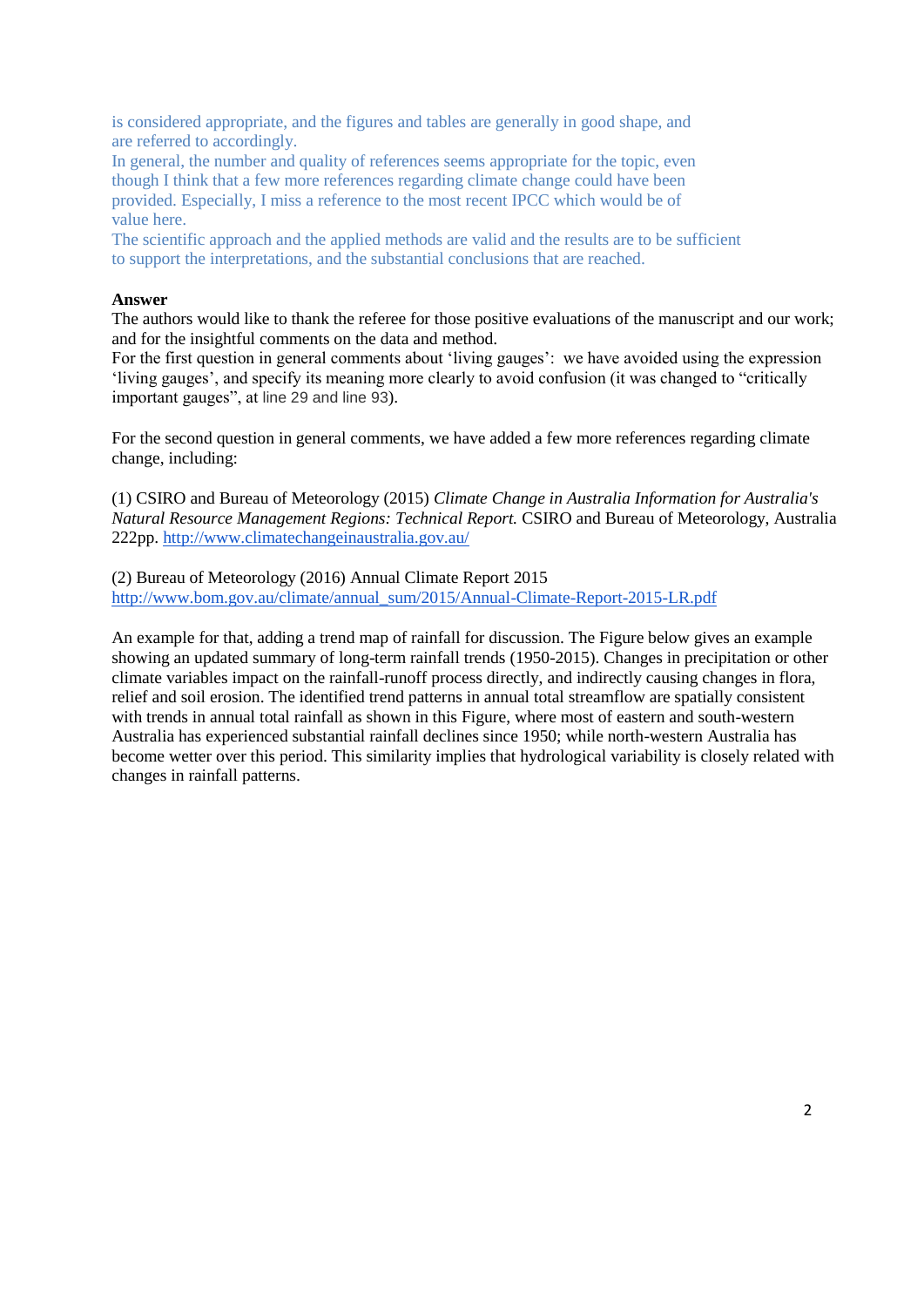is considered appropriate, and the figures and tables are generally in good shape, and are referred to accordingly.
In general, the number and quality of references seems appropriate for the topic, even though I think that a few more references regarding climate change could have been provided. Especially, I miss a reference to the most recent IPCC which would be of value here.
The scientific approach and the applied methods are valid and the results are to be sufficient to support the interpretations, and the substantial conclusions that are reached.

**Answer**
The authors would like to thank the referee for those positive evaluations of the manuscript and our work; and for the insightful comments on the data and method.
For the first question in general comments about 'living gauges': we have avoided using the expression 'living gauges', and specify its meaning more clearly to avoid confusion (it was changed to "critically important gauges", at line 29 and line 93).

For the second question in general comments, we have added a few more references regarding climate change, including:

(1) CSIRO and Bureau of Meteorology (2015) *Climate Change in Australia Information for Australia's Natural Resource Management Regions: Technical Report.* CSIRO and Bureau of Meteorology, Australia 222pp. http://www.climatechangeinaustralia.gov.au/

(2) Bureau of Meteorology (2016) Annual Climate Report 2015 http://www.bom.gov.au/climate/annual_sum/2015/Annual-Climate-Report-2015-LR.pdf

An example for that, adding a trend map of rainfall for discussion. The Figure below gives an example showing an updated summary of long-term rainfall trends (1950-2015). Changes in precipitation or other climate variables impact on the rainfall-runoff process directly, and indirectly causing changes in flora, relief and soil erosion. The identified trend patterns in annual total streamflow are spatially consistent with trends in annual total rainfall as shown in this Figure, where most of eastern and south-western Australia has experienced substantial rainfall declines since 1950; while north-western Australia has become wetter over this period. This similarity implies that hydrological variability is closely related with changes in rainfall patterns.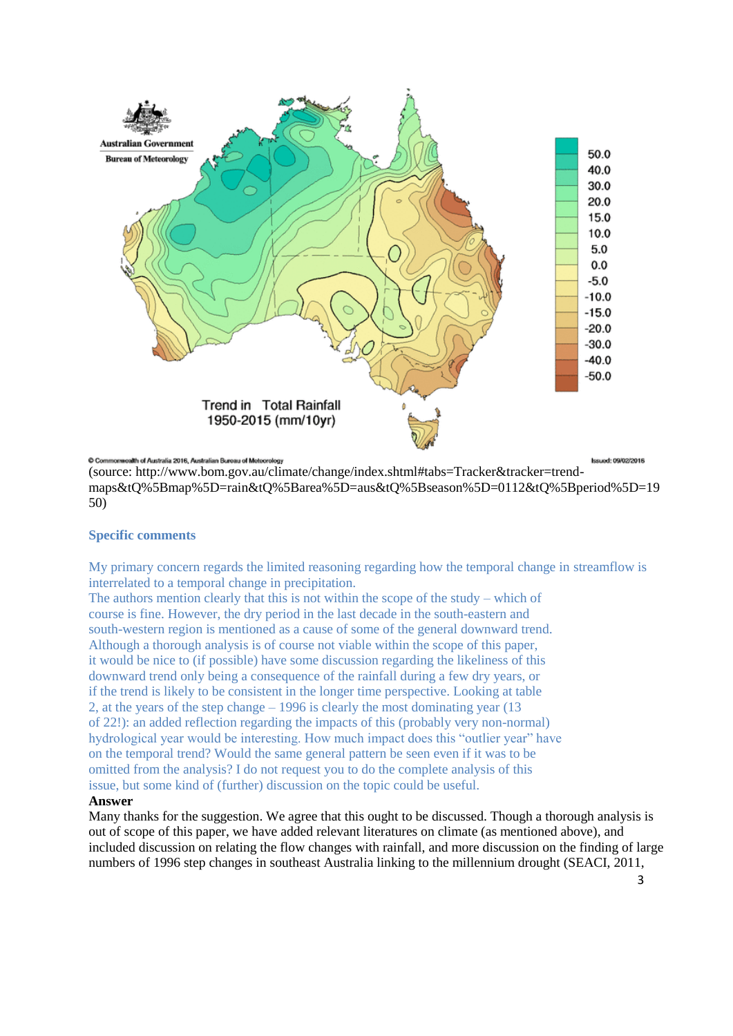(source: http://www.bom.gov.au/climate/change/index.shtml#tabs=Tracker&tracker=trend-maps&tQ%5Bmap%5D=rain&tQ%5Barea%5D=aus&tQ%5Bseason%5D=0112&tQ%5Bperiod%5D=1950)

## Specific comments

My primary concern regards the limited reasoning regarding how the temporal change in streamflow is interrelated to a temporal change in precipitation.
The authors mention clearly that this is not within the scope of the study – which of course is fine. However, the dry period in the last decade in the south-eastern and south-western region is mentioned as a cause of some of the general downward trend. Although a thorough analysis is of course not viable within the scope of this paper, it would be nice to (if possible) have some discussion regarding the likeliness of this downward trend only being a consequence of the rainfall during a few dry years, or if the trend is likely to be consistent in the longer time perspective. Looking at table 2, at the years of the step change – 1996 is clearly the most dominating year (13 of 22!): an added reflection regarding the impacts of this (probably very non-normal) hydrological year would be interesting. How much impact does this "outlier year" have on the temporal trend? Would the same general pattern be seen even if it was to be omitted from the analysis? I do not request you to do the complete analysis of this issue, but some kind of (further) discussion on the topic could be useful.

**Answer**

Many thanks for the suggestion. We agree that this ought to be discussed. Though a thorough analysis is out of scope of this paper, we have added relevant literatures on climate (as mentioned above), and included discussion on relating the flow changes with rainfall, and more discussion on the finding of large numbers of 1996 step changes in southeast Australia linking to the millennium drought (SEACI, 2011,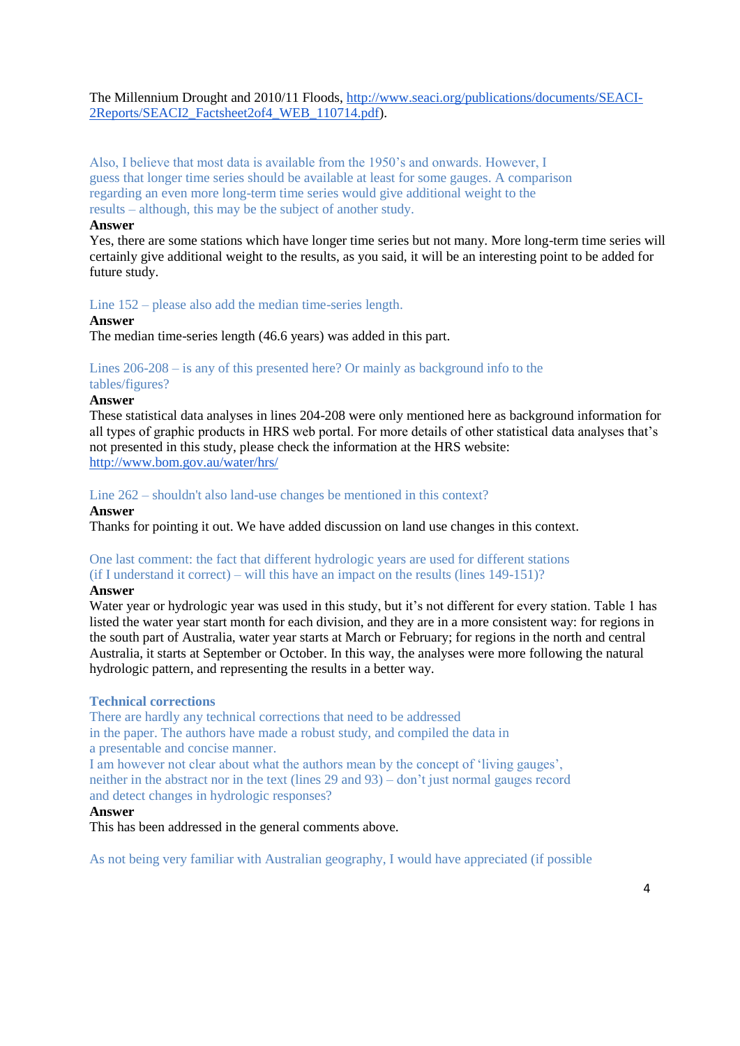The Millennium Drought and 2010/11 Floods, [http://www.seaci.org/publications/documents/SEACI-2Reports/SEACI2_Factsheet2of4_WEB_110714.pdf](http://www.seaci.org/publications/documents/SEACI-2Reports/SEACI2_Factsheet2of4_WEB_110714.pdf)).

Also, I believe that most data is available from the 1950's and onwards. However, I guess that longer time series should be available at least for some gauges. A comparison regarding an even more long-term time series would give additional weight to the results – although, this may be the subject of another study.

**Answer**

Yes, there are some stations which have longer time series but not many. More long-term time series will certainly give additional weight to the results, as you said, it will be an interesting point to be added for future study.

Line 152 – please also add the median time-series length.

**Answer**

The median time-series length (46.6 years) was added in this part.

Lines 206-208 – is any of this presented here? Or mainly as background info to the tables/figures?

**Answer**

These statistical data analyses in lines 204-208 were only mentioned here as background information for all types of graphic products in HRS web portal. For more details of other statistical data analyses that's not presented in this study, please check the information at the HRS website: [http://www.bom.gov.au/water/hrs/](http://www.bom.gov.au/water/hrs/)

Line 262 – shouldn't also land-use changes be mentioned in this context?

**Answer**

Thanks for pointing it out. We have added discussion on land use changes in this context.

One last comment: the fact that different hydrologic years are used for different stations (if I understand it correct) – will this have an impact on the results (lines 149-151)?

**Answer**

Water year or hydrologic year was used in this study, but it's not different for every station. Table 1 has listed the water year start month for each division, and they are in a more consistent way: for regions in the south part of Australia, water year starts at March or February; for regions in the north and central Australia, it starts at September or October. In this way, the analyses were more following the natural hydrologic pattern, and representing the results in a better way.

**Technical corrections**

There are hardly any technical corrections that need to be addressed in the paper. The authors have made a robust study, and compiled the data in a presentable and concise manner.

I am however not clear about what the authors mean by the concept of 'living gauges', neither in the abstract nor in the text (lines 29 and 93) – don't just normal gauges record and detect changes in hydrologic responses?

**Answer**

This has been addressed in the general comments above.

As not being very familiar with Australian geography, I would have appreciated (if possible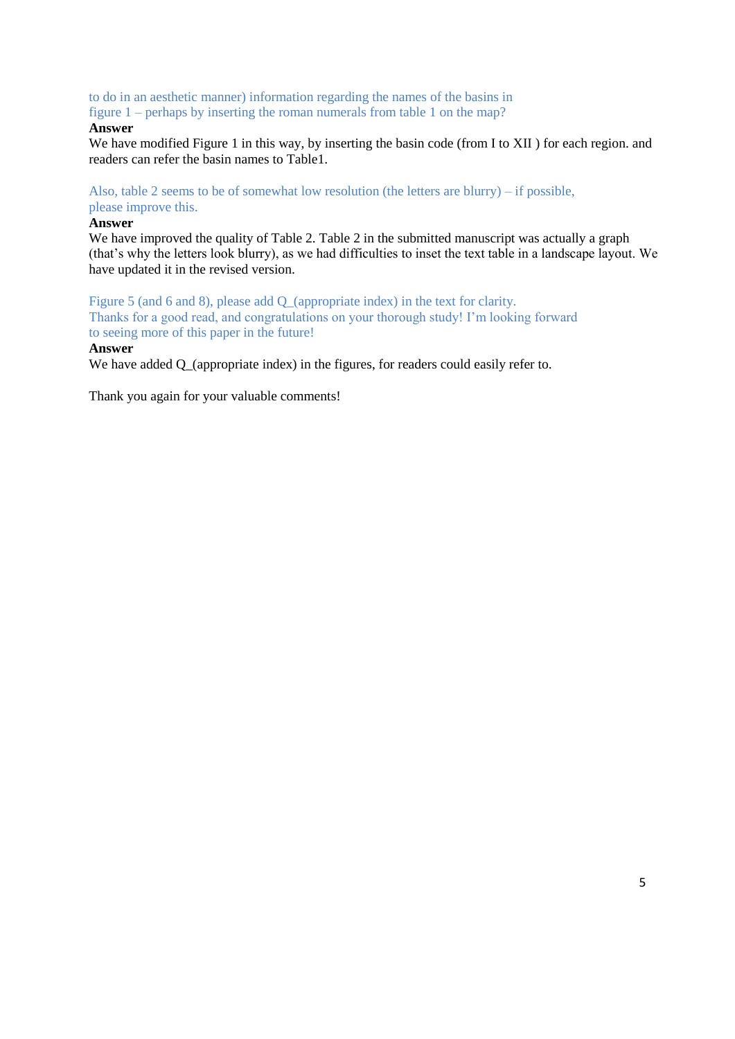to do in an aesthetic manner) information regarding the names of the basins in figure 1 – perhaps by inserting the roman numerals from table 1 on the map?

**Answer**

We have modified Figure 1 in this way, by inserting the basin code (from I to XII ) for each region. and readers can refer the basin names to Table1.

Also, table 2 seems to be of somewhat low resolution (the letters are blurry) – if possible, please improve this.

**Answer**

We have improved the quality of Table 2. Table 2 in the submitted manuscript was actually a graph (that's why the letters look blurry), as we had difficulties to inset the text table in a landscape layout. We have updated it in the revised version.

Figure 5 (and 6 and 8), please add Q_(appropriate index) in the text for clarity.
Thanks for a good read, and congratulations on your thorough study! I'm looking forward to seeing more of this paper in the future!

**Answer**

We have added Q_(appropriate index) in the figures, for readers could easily refer to.

Thank you again for your valuable comments!